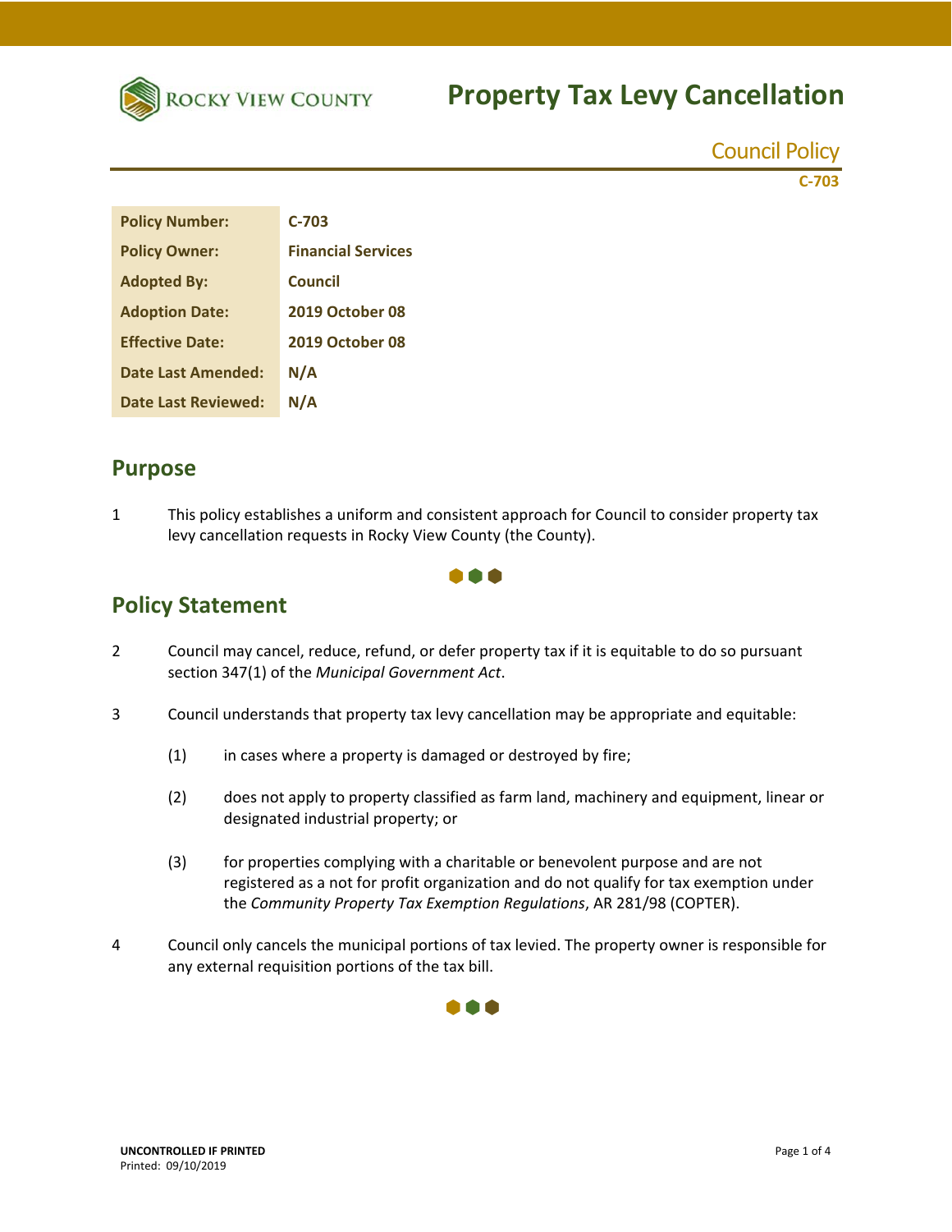# Property Tax Levy Cancellation

Council Policy

C-703

| Policy Number: | C-703 |
|---|---|
| Policy Owner: | Financial Services |
| Adopted By: | Council |
| Adoption Date: | 2019 October 08 |
| Effective Date: | 2019 October 08 |
| Date Last Amended: | N/A |
| Date Last Reviewed: | N/A |

## Purpose

1 This policy establishes a uniform and consistent approach for Council to consider property tax levy cancellation requests in Rocky View County (the County).

## Policy Statement

2 Council may cancel, reduce, refund, or defer property tax if it is equitable to do so pursuant section 347(1) of the *Municipal Government Act*.

3 Council understands that property tax levy cancellation may be appropriate and equitable:

(1) in cases where a property is damaged or destroyed by fire;

(2) does not apply to property classified as farm land, machinery and equipment, linear or designated industrial property; or

(3) for properties complying with a charitable or benevolent purpose and are not registered as a not for profit organization and do not qualify for tax exemption under the *Community Property Tax Exemption Regulations*, AR 281/98 (COPTER).

4 Council only cancels the municipal portions of tax levied. The property owner is responsible for any external requisition portions of the tax bill.

UNCONTROLLED IF PRINTED
Printed: 09/10/2019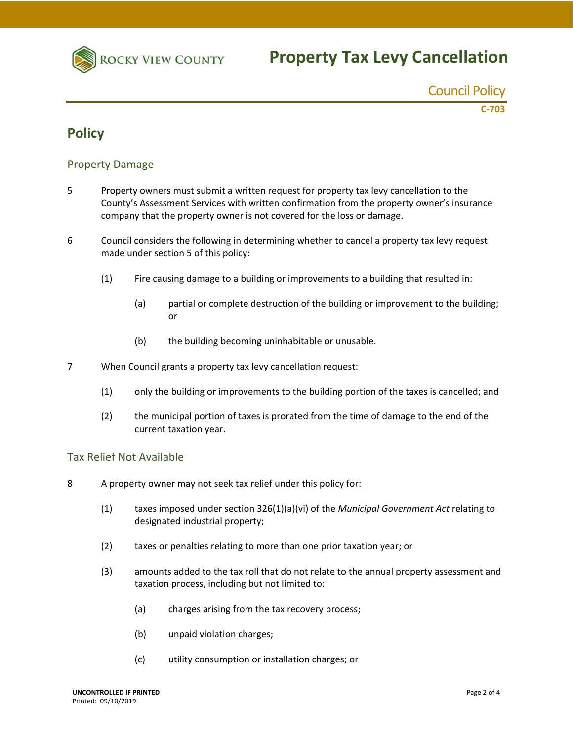# Policy

## Property Damage

5 Property owners must submit a written request for property tax levy cancellation to the County's Assessment Services with written confirmation from the property owner's insurance company that the property owner is not covered for the loss or damage.

6 Council considers the following in determining whether to cancel a property tax levy request made under section 5 of this policy:

(1) Fire causing damage to a building or improvements to a building that resulted in:

(a) partial or complete destruction of the building or improvement to the building; or

(b) the building becoming uninhabitable or unusable.

7 When Council grants a property tax levy cancellation request:

(1) only the building or improvements to the building portion of the taxes is cancelled; and

(2) the municipal portion of taxes is prorated from the time of damage to the end of the current taxation year.

## Tax Relief Not Available

8 A property owner may not seek tax relief under this policy for:

(1) taxes imposed under section 326(1)(a)(vi) of the *Municipal Government Act* relating to designated industrial property;

(2) taxes or penalties relating to more than one prior taxation year; or

(3) amounts added to the tax roll that do not relate to the annual property assessment and taxation process, including but not limited to:

(a) charges arising from the tax recovery process;

(b) unpaid violation charges;

(c) utility consumption or installation charges; or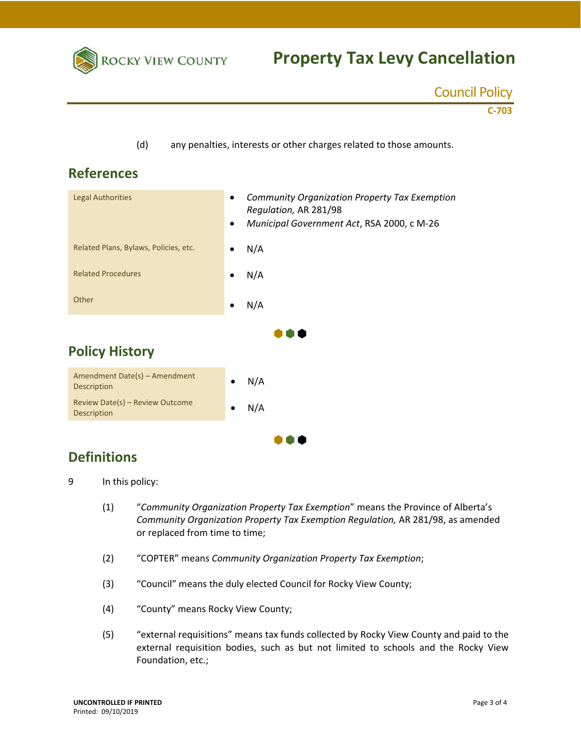(d) any penalties, interests or other charges related to those amounts.

## References

| | |
|---|---|
| Legal Authorities | • *Community Organization Property Tax Exemption Regulation,* AR 281/98<br>• *Municipal Government Act*, RSA 2000, c M-26 |
| Related Plans, Bylaws, Policies, etc. | • N/A |
| Related Procedures | • N/A |
| Other | • N/A |

## Policy History

| | |
|---|---|
| Amendment Date(s) – Amendment Description | • N/A |
| Review Date(s) – Review Outcome Description | • N/A |

## Definitions

9 In this policy:

(1) "*Community Organization Property Tax Exemption*" means the Province of Alberta's *Community Organization Property Tax Exemption Regulation,* AR 281/98, as amended or replaced from time to time;

(2) "COPTER" means *Community Organization Property Tax Exemption*;

(3) "Council" means the duly elected Council for Rocky View County;

(4) "County" means Rocky View County;

(5) "external requisitions" means tax funds collected by Rocky View County and paid to the external requisition bodies, such as but not limited to schools and the Rocky View Foundation, etc.;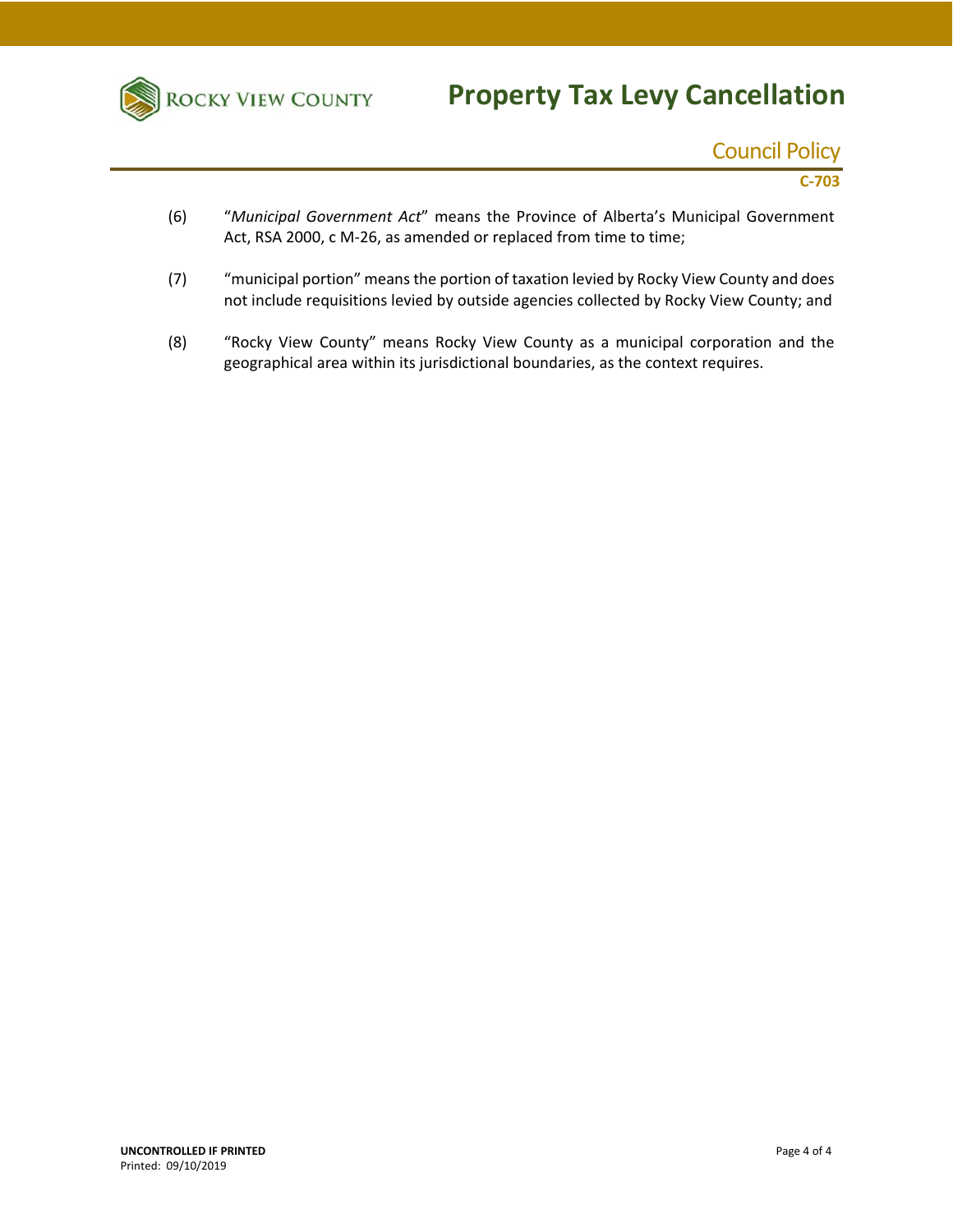(6) "*Municipal Government Act*" means the Province of Alberta's Municipal Government Act, RSA 2000, c M-26, as amended or replaced from time to time;

(7) "municipal portion" means the portion of taxation levied by Rocky View County and does not include requisitions levied by outside agencies collected by Rocky View County; and

(8) "Rocky View County" means Rocky View County as a municipal corporation and the geographical area within its jurisdictional boundaries, as the context requires.